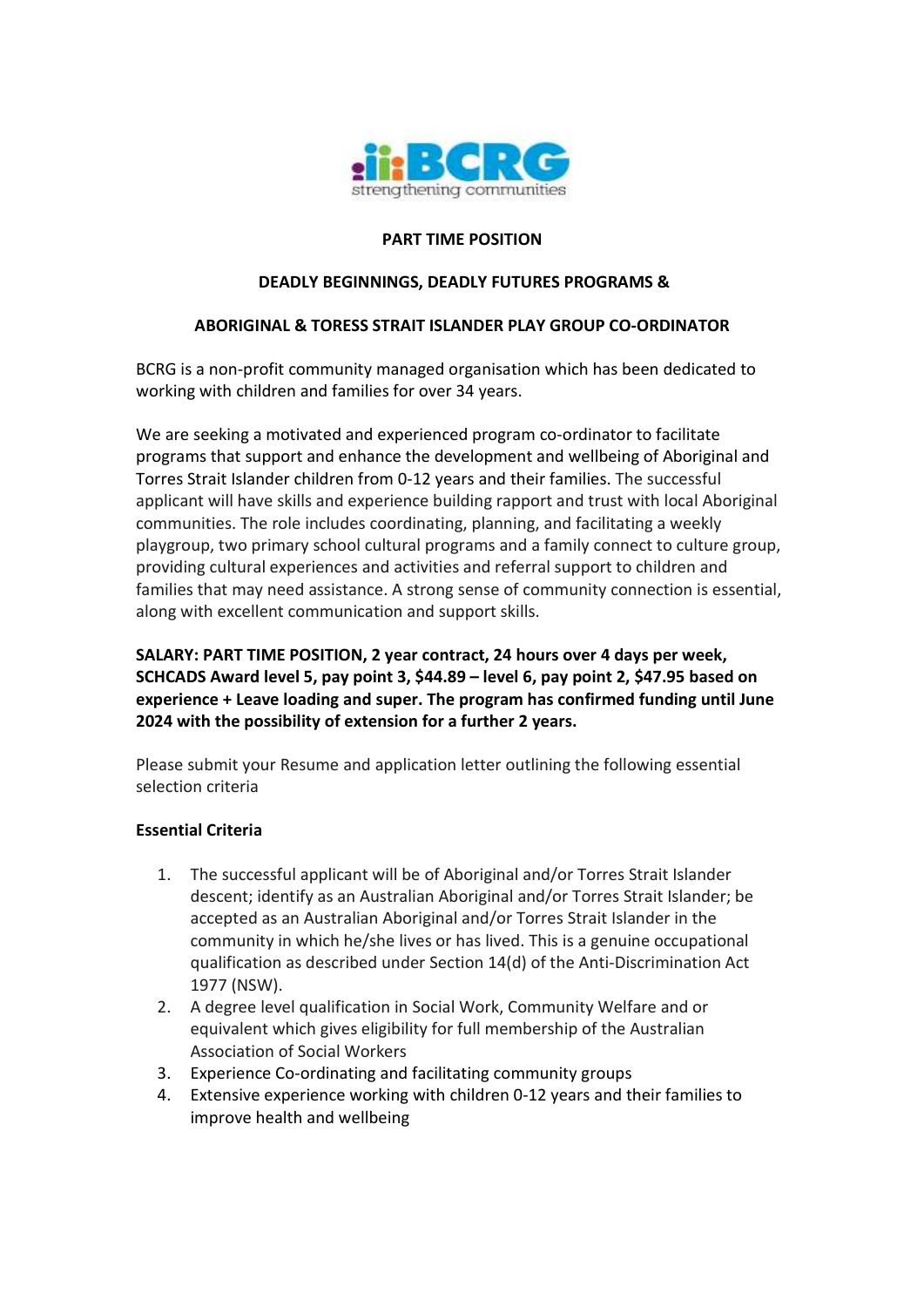BCRG
strengthening communities

**PART TIME POSITION**

**DEADLY BEGINNINGS, DEADLY FUTURES PROGRAMS &**

**ABORIGINAL & TORESS STRAIT ISLANDER PLAY GROUP CO-ORDINATOR**

BCRG is a non-profit community managed organisation which has been dedicated to working with children and families for over 34 years.

We are seeking a motivated and experienced program co-ordinator to facilitate programs that support and enhance the development and wellbeing of Aboriginal and Torres Strait Islander children from 0-12 years and their families. The successful applicant will have skills and experience building rapport and trust with local Aboriginal communities. The role includes coordinating, planning, and facilitating a weekly playgroup, two primary school cultural programs and a family connect to culture group, providing cultural experiences and activities and referral support to children and families that may need assistance. A strong sense of community connection is essential, along with excellent communication and support skills.

**SALARY: PART TIME POSITION, 2 year contract, 24 hours over 4 days per week, SCHCADS Award level 5, pay point 3, $44.89 – level 6, pay point 2, $47.95 based on experience + Leave loading and super. The program has confirmed funding until June 2024 with the possibility of extension for a further 2 years.**

Please submit your Resume and application letter outlining the following essential selection criteria

**Essential Criteria**

1. The successful applicant will be of Aboriginal and/or Torres Strait Islander descent; identify as an Australian Aboriginal and/or Torres Strait Islander; be accepted as an Australian Aboriginal and/or Torres Strait Islander in the community in which he/she lives or has lived. This is a genuine occupational qualification as described under Section 14(d) of the Anti-Discrimination Act 1977 (NSW).
2. A degree level qualification in Social Work, Community Welfare and or equivalent which gives eligibility for full membership of the Australian Association of Social Workers
3. Experience Co-ordinating and facilitating community groups
4. Extensive experience working with children 0-12 years and their families to improve health and wellbeing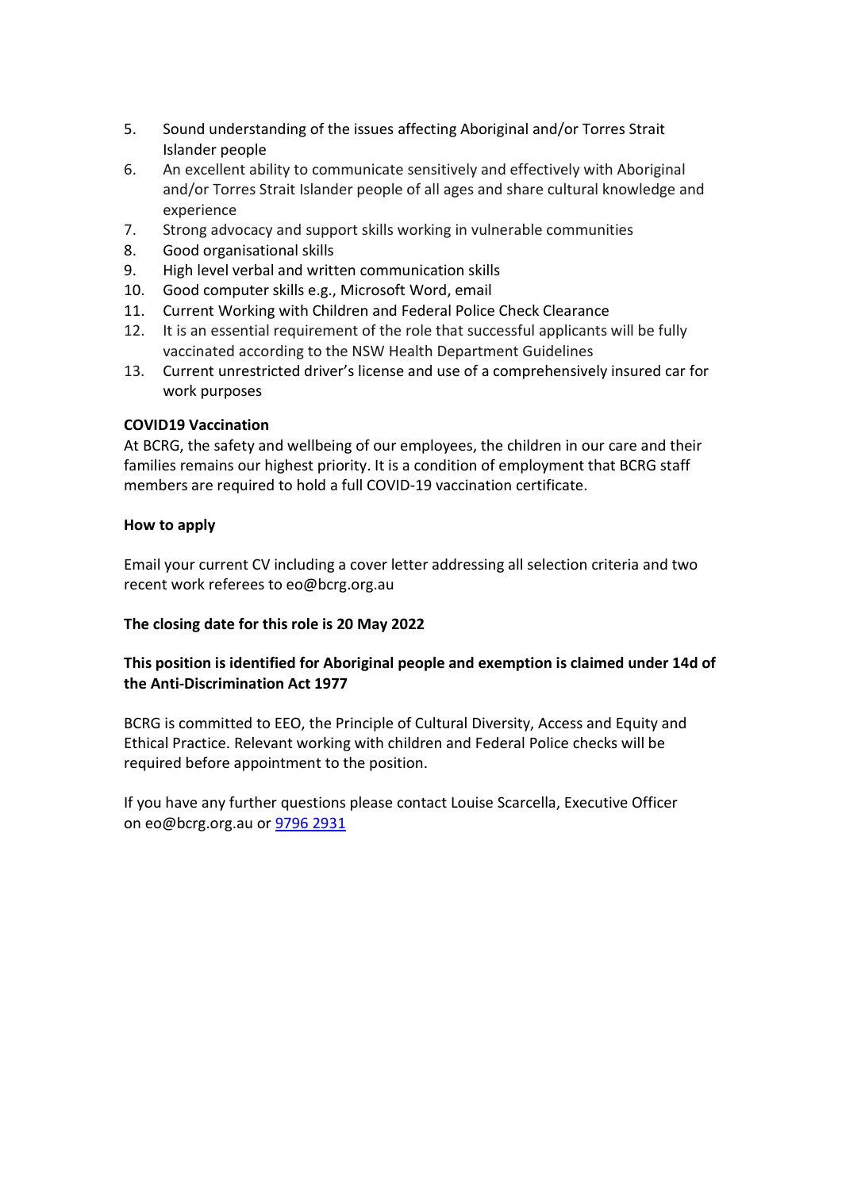5. Sound understanding of the issues affecting Aboriginal and/or Torres Strait Islander people
6. An excellent ability to communicate sensitively and effectively with Aboriginal and/or Torres Strait Islander people of all ages and share cultural knowledge and experience
7. Strong advocacy and support skills working in vulnerable communities
8. Good organisational skills
9. High level verbal and written communication skills
10. Good computer skills e.g., Microsoft Word, email
11. Current Working with Children and Federal Police Check Clearance
12. It is an essential requirement of the role that successful applicants will be fully vaccinated according to the NSW Health Department Guidelines
13. Current unrestricted driver's license and use of a comprehensively insured car for work purposes

**COVID19 Vaccination**

At BCRG, the safety and wellbeing of our employees, the children in our care and their families remains our highest priority. It is a condition of employment that BCRG staff members are required to hold a full COVID-19 vaccination certificate.

**How to apply**

Email your current CV including a cover letter addressing all selection criteria and two recent work referees to eo@bcrg.org.au

**The closing date for this role is 20 May 2022**

**This position is identified for Aboriginal people and exemption is claimed under 14d of the Anti-Discrimination Act 1977**

BCRG is committed to EEO, the Principle of Cultural Diversity, Access and Equity and Ethical Practice. Relevant working with children and Federal Police checks will be required before appointment to the position.

If you have any further questions please contact Louise Scarcella, Executive Officer on eo@bcrg.org.au or 9796 2931